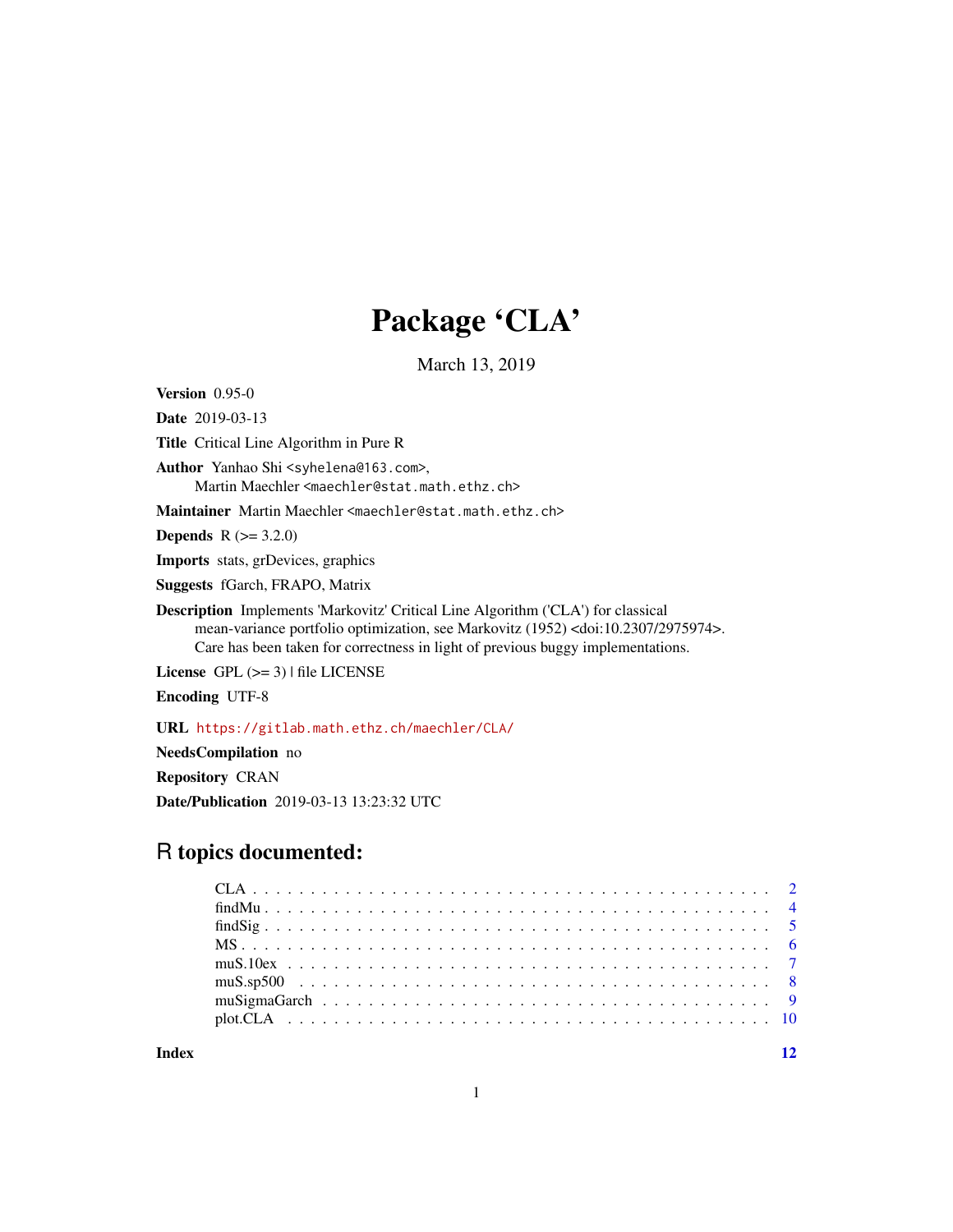# Package 'CLA'

March 13, 2019

**Version** 0.95-0

**Date** 2019-03-13

**Title** Critical Line Algorithm in Pure R

**Author** Yanhao Shi <syhelena@163.com>,
Martin Maechler <maechler@stat.math.ethz.ch>

**Maintainer** Martin Maechler <maechler@stat.math.ethz.ch>

**Depends** R (>= 3.2.0)

**Imports** stats, grDevices, graphics

**Suggests** fGarch, FRAPO, Matrix

**Description** Implements 'Markovitz' Critical Line Algorithm ('CLA') for classical mean-variance portfolio optimization, see Markovitz (1952) <doi:10.2307/2975974>. Care has been taken for correctness in light of previous buggy implementations.

**License** GPL (>= 3) | file LICENSE

**Encoding** UTF-8

**URL** https://gitlab.math.ethz.ch/maechler/CLA/

**NeedsCompilation** no

**Repository** CRAN

**Date/Publication** 2019-03-13 13:23:32 UTC

## R topics documented:

| | |
|---|---|
| CLA | 2 |
| findMu | 4 |
| findSig | 5 |
| MS | 6 |
| muS.10ex | 7 |
| muS.sp500 | 8 |
| muSigmaGarch | 9 |
| plot.CLA | 10 |
| **Index** | **12** |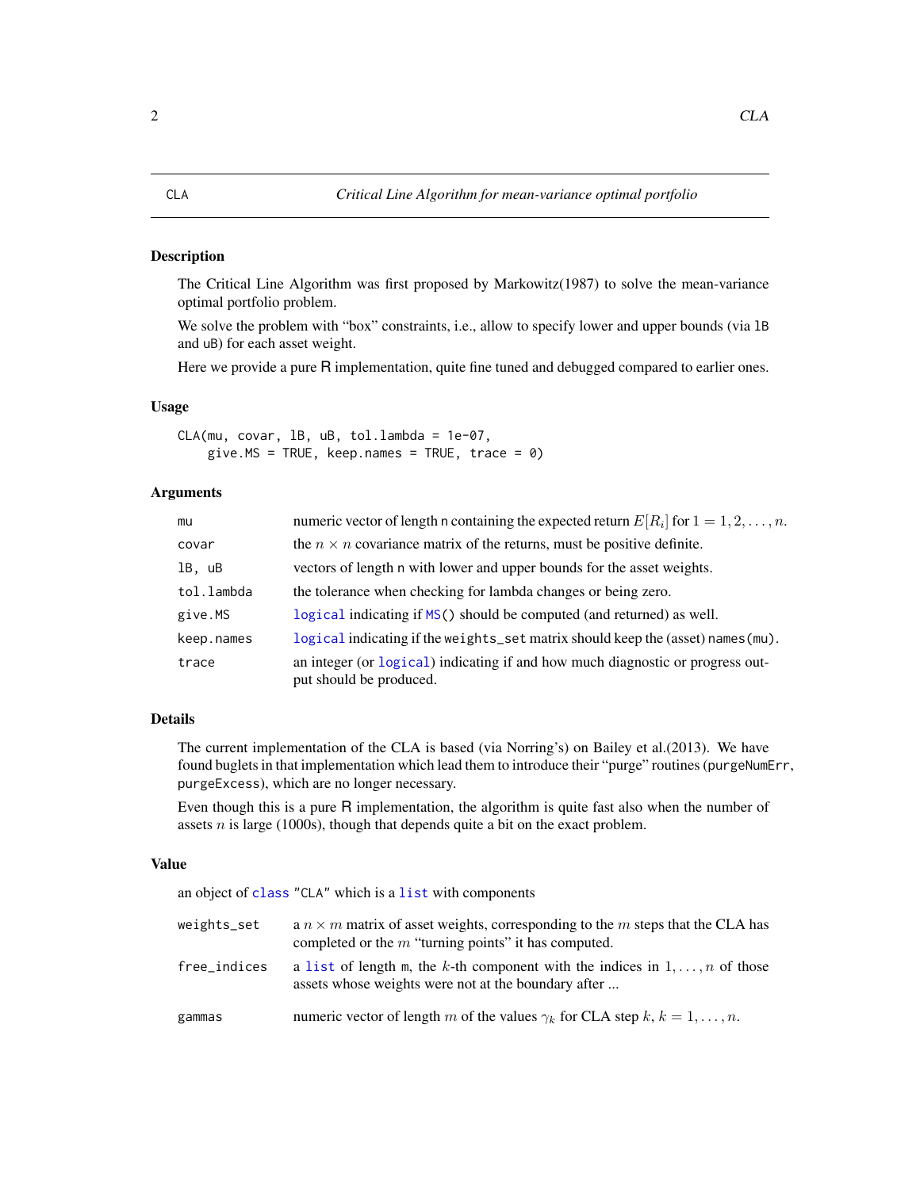# CLA — *Critical Line Algorithm for mean-variance optimal portfolio*

## Description

The Critical Line Algorithm was first proposed by Markowitz(1987) to solve the mean-variance optimal portfolio problem.

We solve the problem with "box" constraints, i.e., allow to specify lower and upper bounds (via `lB` and `uB`) for each asset weight.

Here we provide a pure R implementation, quite fine tuned and debugged compared to earlier ones.

## Usage

```
CLA(mu, covar, lB, uB, tol.lambda = 1e-07,
    give.MS = TRUE, keep.names = TRUE, trace = 0)
```

## Arguments

| | |
|---|---|
| `mu` | numeric vector of length `n` containing the expected return $E[R_i]$ for $1 = 1, 2, \ldots, n$. |
| `covar` | the $n \times n$ covariance matrix of the returns, must be positive definite. |
| `lB, uB` | vectors of length `n` with lower and upper bounds for the asset weights. |
| `tol.lambda` | the tolerance when checking for lambda changes or being zero. |
| `give.MS` | `logical` indicating if `MS()` should be computed (and returned) as well. |
| `keep.names` | `logical` indicating if the `weights_set` matrix should keep the (asset) `names(mu)`. |
| `trace` | an integer (or `logical`) indicating if and how much diagnostic or progress output should be produced. |

## Details

The current implementation of the CLA is based (via Norring's) on Bailey et al.(2013). We have found buglets in that implementation which lead them to introduce their "purge" routines (`purgeNumErr`, `purgeExcess`), which are no longer necessary.

Even though this is a pure R implementation, the algorithm is quite fast also when the number of assets $n$ is large (1000s), though that depends quite a bit on the exact problem.

## Value

an object of `class` `"CLA"` which is a `list` with components

| | |
|---|---|
| `weights_set` | a $n \times m$ matrix of asset weights, corresponding to the $m$ steps that the CLA has completed or the $m$ "turning points" it has computed. |
| `free_indices` | a `list` of length `m`, the $k$-th component with the indices in $1, \ldots, n$ of those assets whose weights were not at the boundary after ... |
| `gammas` | numeric vector of length $m$ of the values $\gamma_k$ for CLA step $k$, $k = 1, \ldots, n$. |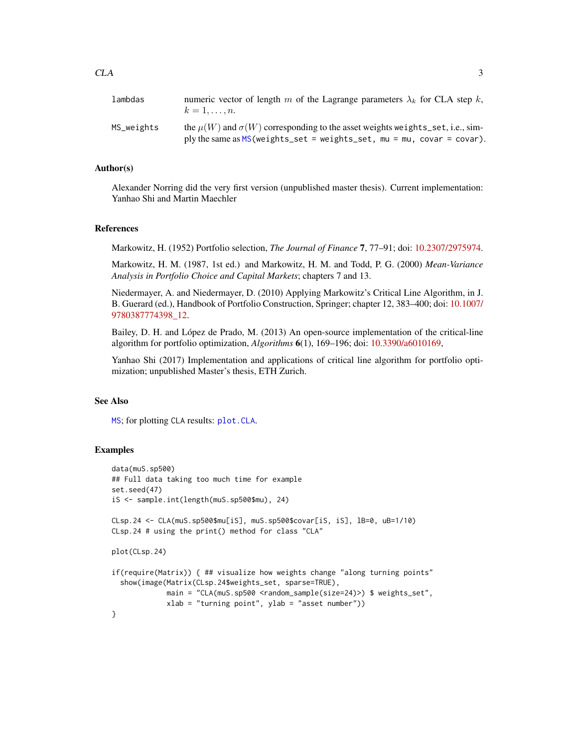| | |
|---|---|
| lambdas | numeric vector of length $m$ of the Lagrange parameters $\lambda_k$ for CLA step $k$, $k = 1, \dots, n$. |
| MS_weights | the $\mu(W)$ and $\sigma(W)$ corresponding to the asset weights weights_set, i.e., simply the same as MS(weights_set = weights_set, mu = mu, covar = covar). |

## Author(s)

Alexander Norring did the very first version (unpublished master thesis). Current implementation: Yanhao Shi and Martin Maechler

## References

Markowitz, H. (1952) Portfolio selection, *The Journal of Finance* **7**, 77–91; doi: 10.2307/2975974.

Markowitz, H. M. (1987, 1st ed.) and Markowitz, H. M. and Todd, P. G. (2000) *Mean-Variance Analysis in Portfolio Choice and Capital Markets*; chapters 7 and 13.

Niedermayer, A. and Niedermayer, D. (2010) Applying Markowitz's Critical Line Algorithm, in J. B. Guerard (ed.), Handbook of Portfolio Construction, Springer; chapter 12, 383–400; doi: 10.1007/9780387774398_12.

Bailey, D. H. and López de Prado, M. (2013) An open-source implementation of the critical-line algorithm for portfolio optimization, *Algorithms* **6**(1), 169–196; doi: 10.3390/a6010169,

Yanhao Shi (2017) Implementation and applications of critical line algorithm for portfolio optimization; unpublished Master's thesis, ETH Zurich.

## See Also

MS; for plotting CLA results: plot.CLA.

## Examples

```
data(muS.sp500)
## Full data taking too much time for example
set.seed(47)
iS <- sample.int(length(muS.sp500$mu), 24)

CLsp.24 <- CLA(muS.sp500$mu[iS], muS.sp500$covar[iS, iS], lB=0, uB=1/10)
CLsp.24 # using the print() method for class "CLA"

plot(CLsp.24)

if(require(Matrix)) { ## visualize how weights change "along turning points"
  show(image(Matrix(CLsp.24$weights_set, sparse=TRUE),
             main = "CLA(muS.sp500 <random_sample(size=24)>) $ weights_set",
             xlab = "turning point", ylab = "asset number"))
}
```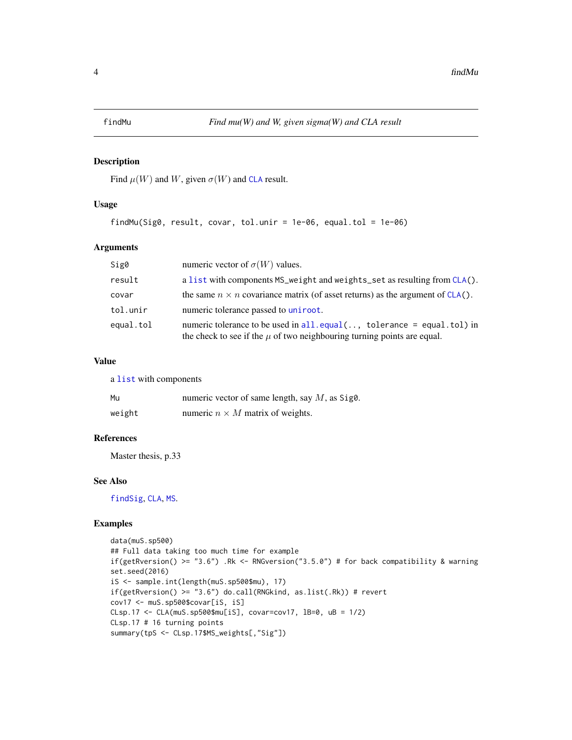findMu — *Find mu(W) and W, given sigma(W) and CLA result*

## Description

Find $\mu(W)$ and $W$, given $\sigma(W)$ and CLA result.

## Usage

```
findMu(Sig0, result, covar, tol.unir = 1e-06, equal.tol = 1e-06)
```

## Arguments

| | |
|---|---|
| `Sig0` | numeric vector of $\sigma(W)$ values. |
| `result` | a `list` with components `MS_weight` and `weights_set` as resulting from `CLA()`. |
| `covar` | the same $n \times n$ covariance matrix (of asset returns) as the argument of `CLA()`. |
| `tol.unir` | numeric tolerance passed to `uniroot`. |
| `equal.tol` | numeric tolerance to be used in `all.equal(.., tolerance = equal.tol)` in the check to see if the $\mu$ of two neighbouring turning points are equal. |

## Value

a `list` with components

| | |
|---|---|
| `Mu` | numeric vector of same length, say $M$, as `Sig0`. |
| `weight` | numeric $n \times M$ matrix of weights. |

## References

Master thesis, p.33

## See Also

`findSig`, `CLA`, `MS`.

## Examples

```
data(muS.sp500)
## Full data taking too much time for example
if(getRversion() >= "3.6") .Rk <- RNGversion("3.5.0") # for back compatibility & warning
set.seed(2016)
iS <- sample.int(length(muS.sp500$mu), 17)
if(getRversion() >= "3.6") do.call(RNGkind, as.list(.Rk)) # revert
cov17 <- muS.sp500$covar[iS, iS]
CLsp.17 <- CLA(muS.sp500$mu[iS], covar=cov17, lB=0, uB = 1/2)
CLsp.17 # 16 turning points
summary(tpS <- CLsp.17$MS_weights[,"Sig"])
```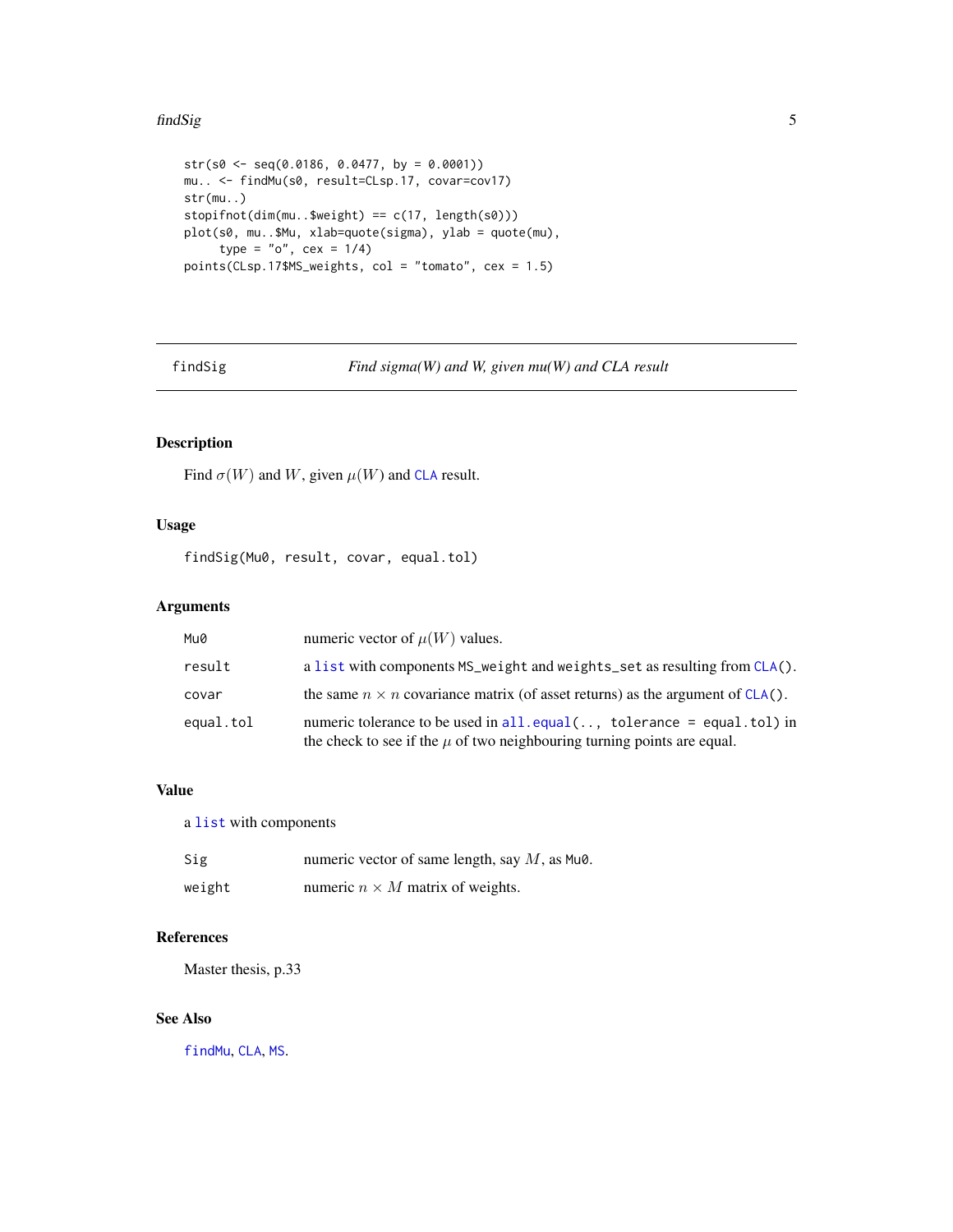```
str(s0 <- seq(0.0186, 0.0477, by = 0.0001))
mu.. <- findMu(s0, result=CLsp.17, covar=cov17)
str(mu..)
stopifnot(dim(mu..$weight) == c(17, length(s0)))
plot(s0, mu..$Mu, xlab=quote(sigma), ylab = quote(mu),
     type = "o", cex = 1/4)
points(CLsp.17$MS_weights, col = "tomato", cex = 1.5)
```

---

## findSig — *Find sigma(W) and W, given mu(W) and CLA result*

---

### Description

Find $\sigma(W)$ and $W$, given $\mu(W)$ and `CLA` result.

### Usage

```
findSig(Mu0, result, covar, equal.tol)
```

### Arguments

| | |
|---|---|
| `Mu0` | numeric vector of $\mu(W)$ values. |
| `result` | a `list` with components `MS_weight` and `weights_set` as resulting from `CLA()`. |
| `covar` | the same $n \times n$ covariance matrix (of asset returns) as the argument of `CLA()`. |
| `equal.tol` | numeric tolerance to be used in `all.equal(.., tolerance = equal.tol)` in the check to see if the $\mu$ of two neighbouring turning points are equal. |

### Value

a `list` with components

| | |
|---|---|
| `Sig` | numeric vector of same length, say $M$, as `Mu0`. |
| `weight` | numeric $n \times M$ matrix of weights. |

### References

Master thesis, p.33

### See Also

`findMu`, `CLA`, `MS`.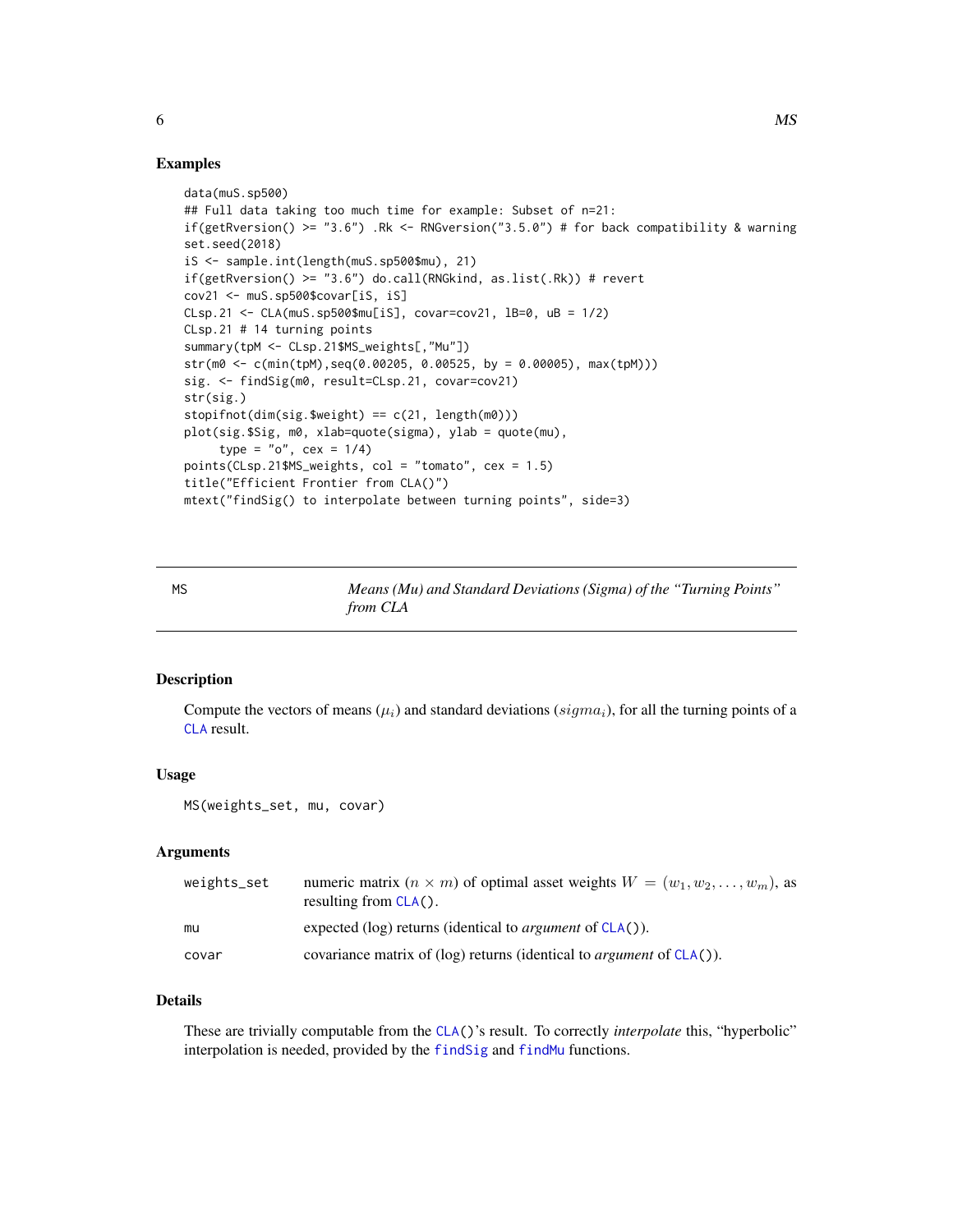## Examples

```
data(muS.sp500)
## Full data taking too much time for example: Subset of n=21:
if(getRversion() >= "3.6") .Rk <- RNGversion("3.5.0") # for back compatibility & warning
set.seed(2018)
iS <- sample.int(length(muS.sp500$mu), 21)
if(getRversion() >= "3.6") do.call(RNGkind, as.list(.Rk)) # revert
cov21 <- muS.sp500$covar[iS, iS]
CLsp.21 <- CLA(muS.sp500$mu[iS], covar=cov21, lB=0, uB = 1/2)
CLsp.21 # 14 turning points
summary(tpM <- CLsp.21$MS_weights[,"Mu"])
str(m0 <- c(min(tpM),seq(0.00205, 0.00525, by = 0.00005), max(tpM)))
sig. <- findSig(m0, result=CLsp.21, covar=cov21)
str(sig.)
stopifnot(dim(sig.$weight) == c(21, length(m0)))
plot(sig.$Sig, m0, xlab=quote(sigma), ylab = quote(mu),
     type = "o", cex = 1/4)
points(CLsp.21$MS_weights, col = "tomato", cex = 1.5)
title("Efficient Frontier from CLA()")
mtext("findSig() to interpolate between turning points", side=3)
```

---

# MS — *Means (Mu) and Standard Deviations (Sigma) of the "Turning Points" from CLA*

## Description

Compute the vectors of means ($\mu_i$) and standard deviations ($sigma_i$), for all the turning points of a CLA result.

## Usage

```
MS(weights_set, mu, covar)
```

## Arguments

| | |
|---|---|
| weights_set | numeric matrix ($n \times m$) of optimal asset weights $W = (w_1, w_2, \ldots, w_m)$, as resulting from CLA(). |
| mu | expected (log) returns (identical to *argument* of CLA()). |
| covar | covariance matrix of (log) returns (identical to *argument* of CLA()). |

## Details

These are trivially computable from the CLA()'s result. To correctly *interpolate* this, "hyperbolic" interpolation is needed, provided by the findSig and findMu functions.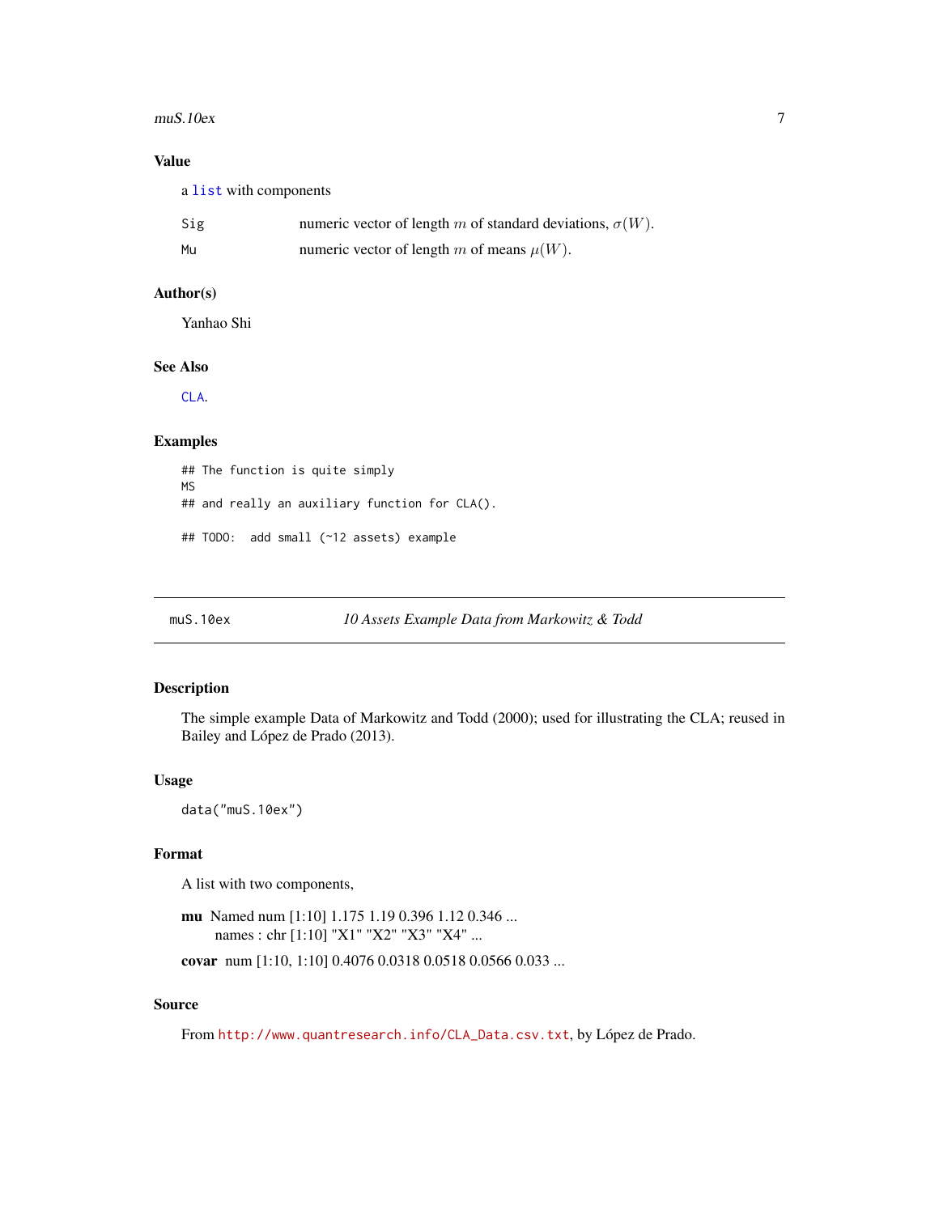### Value

a list with components

| | |
|---|---|
| Sig | numeric vector of length $m$ of standard deviations, $\sigma(W)$. |
| Mu | numeric vector of length $m$ of means $\mu(W)$. |

### Author(s)

Yanhao Shi

### See Also

CLA.

### Examples

```
## The function is quite simply
MS
## and really an auxiliary function for CLA().

## TODO:  add small (~12 assets) example
```

---

## muS.10ex — *10 Assets Example Data from Markowitz & Todd*

### Description

The simple example Data of Markowitz and Todd (2000); used for illustrating the CLA; reused in Bailey and López de Prado (2013).

### Usage

```
data("muS.10ex")
```

### Format

A list with two components,

**mu** Named num [1:10] 1.175 1.19 0.396 1.12 0.346 ...
  names : chr [1:10] "X1" "X2" "X3" "X4" ...

**covar** num [1:10, 1:10] 0.4076 0.0318 0.0518 0.0566 0.033 ...

### Source

From http://www.quantresearch.info/CLA_Data.csv.txt, by López de Prado.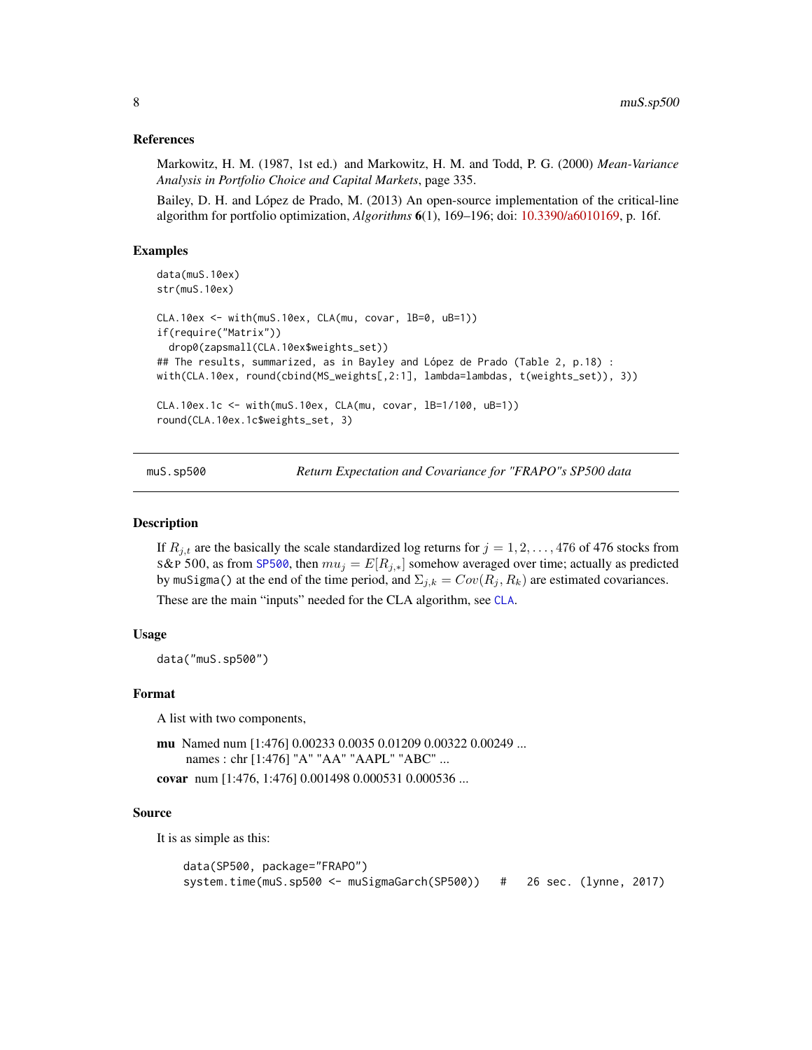### References

Markowitz, H. M. (1987, 1st ed.) and Markowitz, H. M. and Todd, P. G. (2000) *Mean-Variance Analysis in Portfolio Choice and Capital Markets*, page 335.

Bailey, D. H. and López de Prado, M. (2013) An open-source implementation of the critical-line algorithm for portfolio optimization, *Algorithms* **6**(1), 169–196; doi: 10.3390/a6010169, p. 16f.

### Examples

```
data(muS.10ex)
str(muS.10ex)

CLA.10ex <- with(muS.10ex, CLA(mu, covar, lB=0, uB=1))
if(require("Matrix"))
  drop0(zapsmall(CLA.10ex$weights_set))
## The results, summarized, as in Bayley and López de Prado (Table 2, p.18) :
with(CLA.10ex, round(cbind(MS_weights[,2:1], lambda=lambdas, t(weights_set)), 3))

CLA.10ex.1c <- with(muS.10ex, CLA(mu, covar, lB=1/100, uB=1))
round(CLA.10ex.1c$weights_set, 3)
```

---

## muS.sp500 — *Return Expectation and Covariance for "FRAPO"'s SP500 data*

### Description

If $R_{j,t}$ are the basically the scale standardized log returns for $j = 1, 2, \ldots, 476$ of 476 stocks from S&P 500, as from SP500, then $mu_j = E[R_{j,*}]$ somehow averaged over time; actually as predicted by muSigma() at the end of the time period, and $\Sigma_{j,k} = Cov(R_j, R_k)$ are estimated covariances.

These are the main "inputs" needed for the CLA algorithm, see CLA.

### Usage

```
data("muS.sp500")
```

### Format

A list with two components,

**mu** Named num [1:476] 0.00233 0.0035 0.01209 0.00322 0.00249 ...
names : chr [1:476] "A" "AA" "AAPL" "ABC" ...

**covar** num [1:476, 1:476] 0.001498 0.000531 0.000536 ...

### Source

It is as simple as this:

```
data(SP500, package="FRAPO")
system.time(muS.sp500 <- muSigmaGarch(SP500))   #   26 sec. (lynne, 2017)
```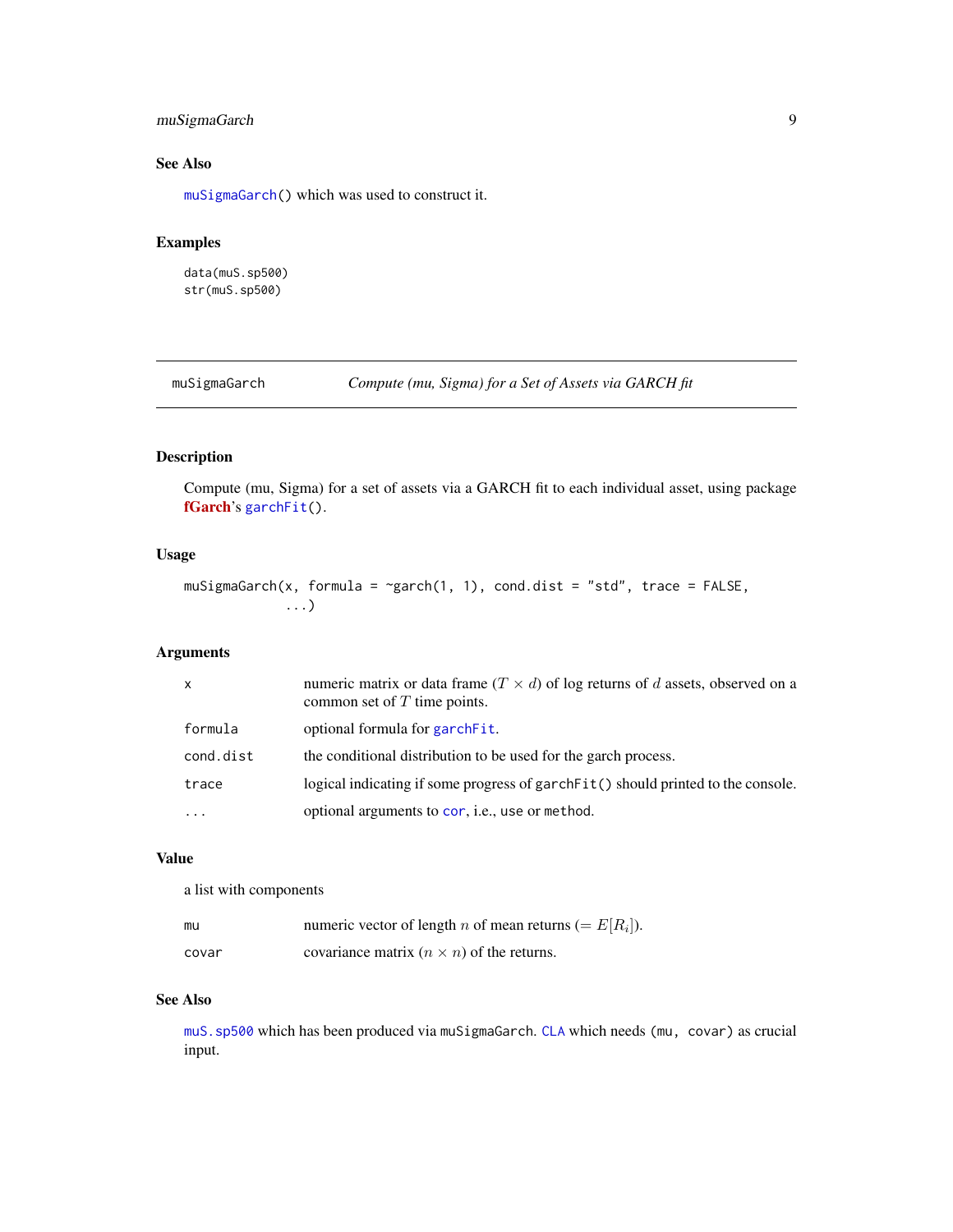### See Also

`muSigmaGarch()` which was used to construct it.

### Examples

```
data(muS.sp500)
str(muS.sp500)
```

---

## muSigmaGarch — *Compute (mu, Sigma) for a Set of Assets via GARCH fit*

---

### Description

Compute (mu, Sigma) for a set of assets via a GARCH fit to each individual asset, using package **fGarch**'s `garchFit()`.

### Usage

```
muSigmaGarch(x, formula = ~garch(1, 1), cond.dist = "std", trace = FALSE,
             ...)
```

### Arguments

| | |
|---|---|
| `x` | numeric matrix or data frame ($T \times d$) of log returns of $d$ assets, observed on a common set of $T$ time points. |
| `formula` | optional formula for `garchFit`. |
| `cond.dist` | the conditional distribution to be used for the garch process. |
| `trace` | logical indicating if some progress of `garchFit()` should printed to the console. |
| `...` | optional arguments to `cor`, i.e., `use` or `method`. |

### Value

a list with components

| | |
|---|---|
| `mu` | numeric vector of length $n$ of mean returns ($= E[R_i]$). |
| `covar` | covariance matrix ($n \times n$) of the returns. |

### See Also

`muS.sp500` which has been produced via `muSigmaGarch`. `CLA` which needs `(mu, covar)` as crucial input.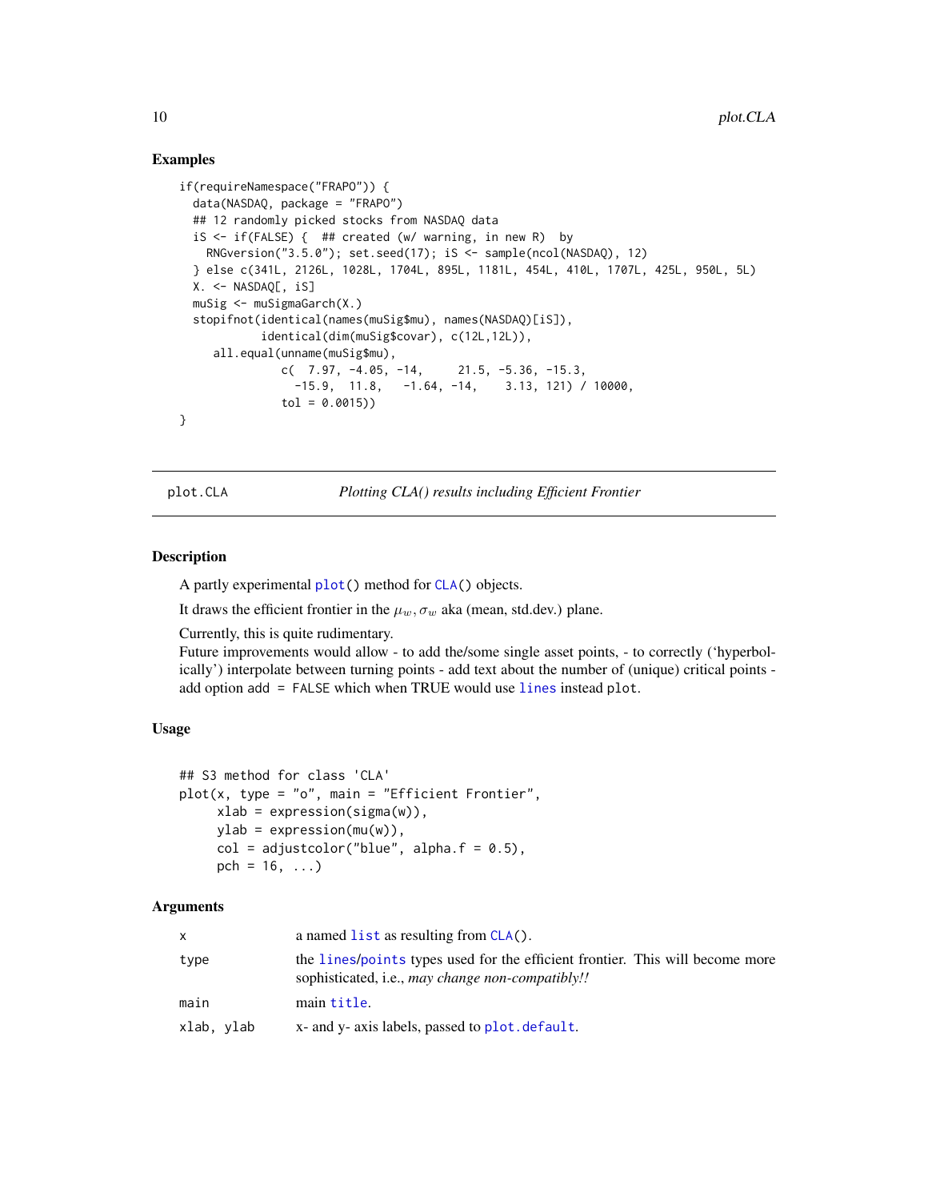## Examples

```
if(requireNamespace("FRAPO")) {
  data(NASDAQ, package = "FRAPO")
  ## 12 randomly picked stocks from NASDAQ data
  iS <- if(FALSE) {  ## created (w/ warning, in new R)  by
    RNGversion("3.5.0"); set.seed(17); iS <- sample(ncol(NASDAQ), 12)
  } else c(341L, 2126L, 1028L, 1704L, 895L, 1181L, 454L, 410L, 1707L, 425L, 950L, 5L)
  X. <- NASDAQ[, iS]
  muSig <- muSigmaGarch(X.)
  stopifnot(identical(names(muSig$mu), names(NASDAQ)[iS]),
            identical(dim(muSig$covar), c(12L,12L)),
     all.equal(unname(muSig$mu),
               c(  7.97, -4.05, -14,     21.5, -5.36, -15.3,
                 -15.9,  11.8,   -1.64, -14,    3.13, 121) / 10000,
               tol = 0.0015))
}
```

---

## plot.CLA &nbsp;&nbsp;&nbsp; *Plotting CLA() results including Efficient Frontier*

### Description

A partly experimental `plot()` method for `CLA()` objects.

It draws the efficient frontier in the $\mu_w, \sigma_w$ aka (mean, std.dev.) plane.

Currently, this is quite rudimentary.
Future improvements would allow - to add the/some single asset points, - to correctly ('hyperbolically') interpolate between turning points - add text about the number of (unique) critical points - add option `add = FALSE` which when TRUE would use `lines` instead `plot`.

### Usage

```
## S3 method for class 'CLA'
plot(x, type = "o", main = "Efficient Frontier",
     xlab = expression(sigma(w)),
     ylab = expression(mu(w)),
     col = adjustcolor("blue", alpha.f = 0.5),
     pch = 16, ...)
```

### Arguments

| | |
|---|---|
| `x` | a named `list` as resulting from `CLA()`. |
| `type` | the `lines`/`points` types used for the efficient frontier. This will become more sophisticated, i.e., *may change non-compatibly!!* |
| `main` | main `title`. |
| `xlab, ylab` | x- and y- axis labels, passed to `plot.default`. |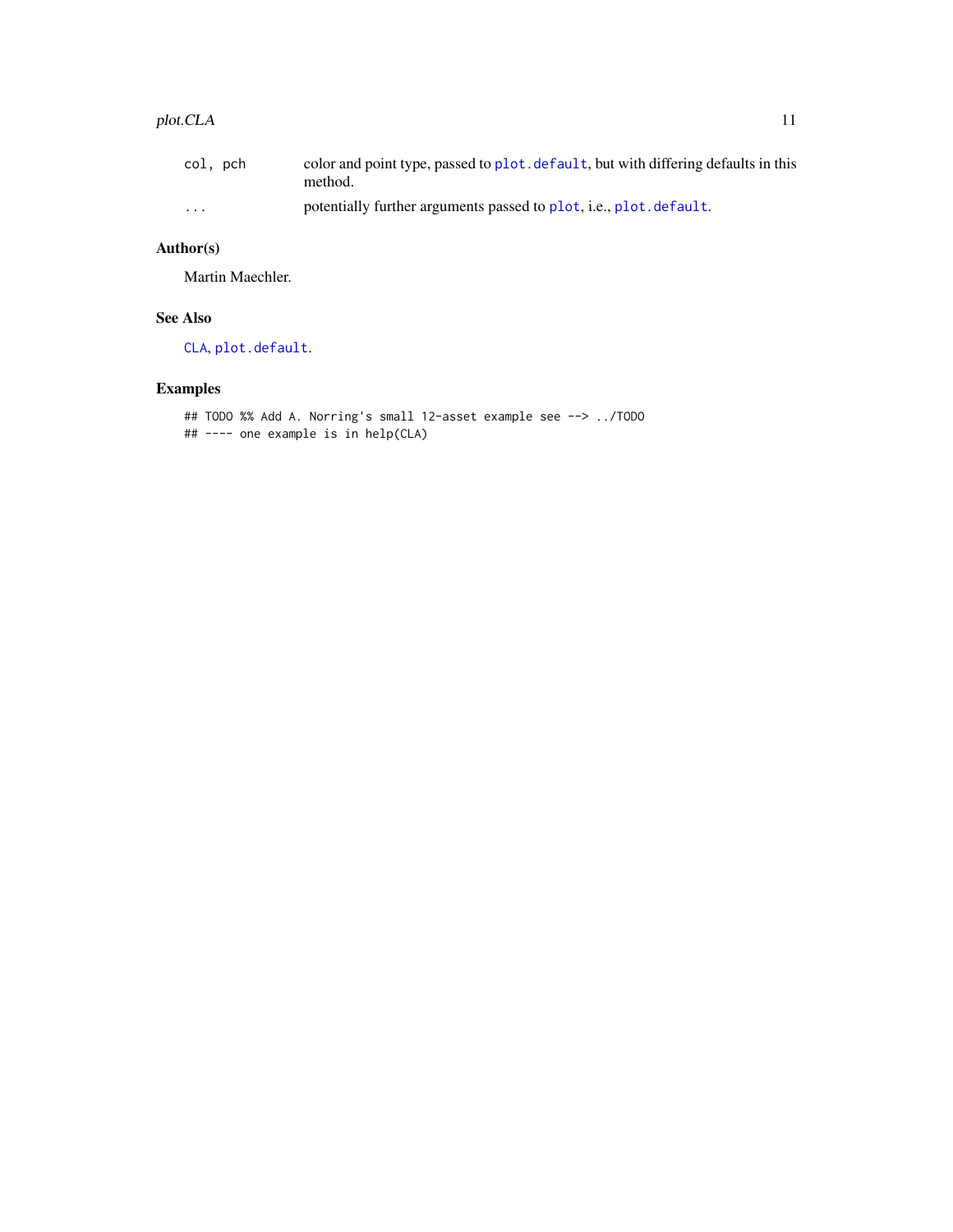| | |
|---|---|
| `col, pch` | color and point type, passed to `plot.default`, but with differing defaults in this method. |
| `...` | potentially further arguments passed to `plot`, i.e., `plot.default`. |

## Author(s)

Martin Maechler.

## See Also

`CLA`, `plot.default`.

## Examples

```
## TODO %% Add A. Norring's small 12-asset example see --> ../TODO
## ---- one example is in help(CLA)
```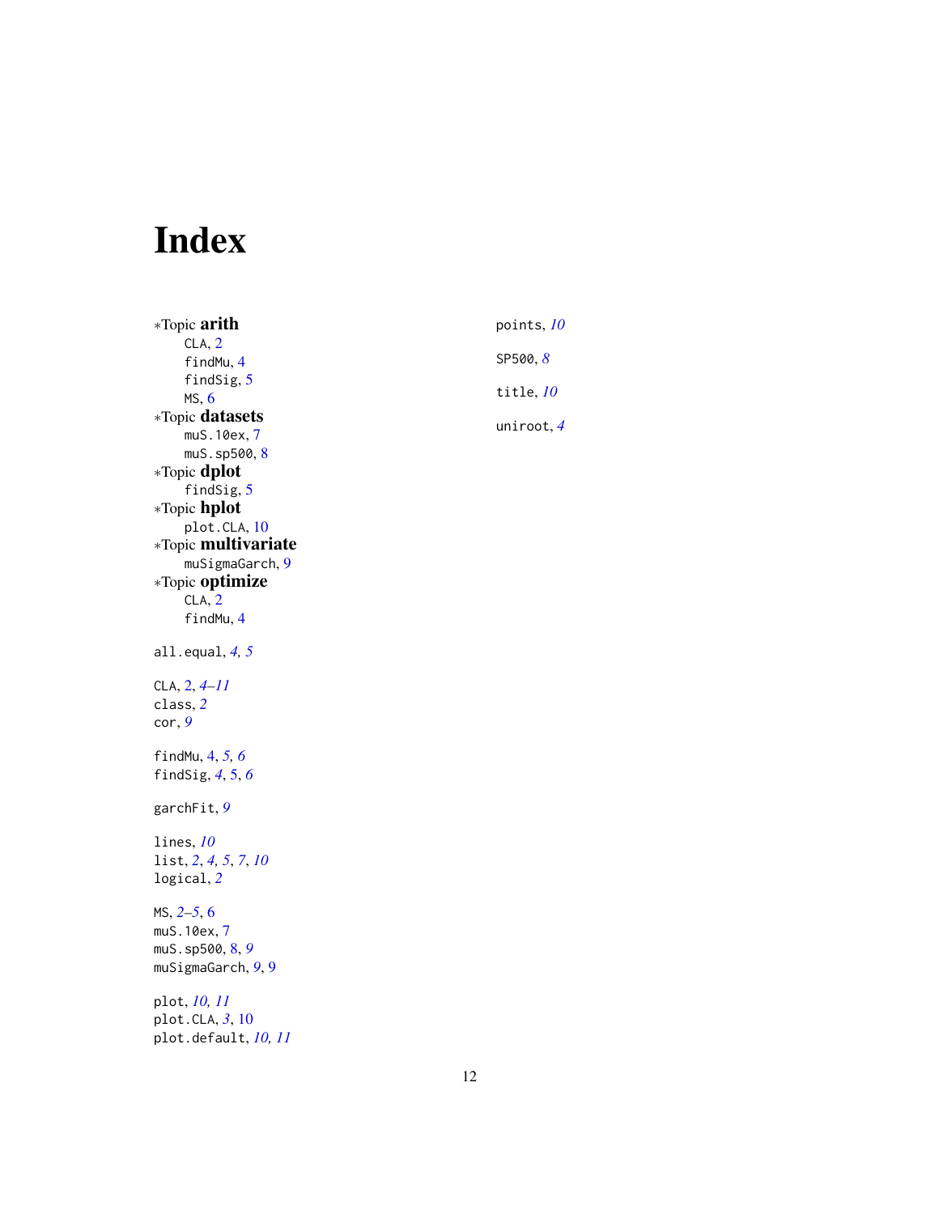# Index

∗Topic **arith**
- CLA, 2
- findMu, 4
- findSig, 5
- MS, 6

∗Topic **datasets**
- muS.10ex, 7
- muS.sp500, 8

∗Topic **dplot**
- findSig, 5

∗Topic **hplot**
- plot.CLA, 10

∗Topic **multivariate**
- muSigmaGarch, 9

∗Topic **optimize**
- CLA, 2
- findMu, 4

all.equal, *4, 5*

CLA, 2, *4–11*
class, *2*
cor, *9*

findMu, 4, *5, 6*
findSig, *4*, 5, *6*

garchFit, *9*

lines, *10*
list, *2*, *4, 5*, *7*, *10*
logical, *2*

MS, *2–5*, 6
muS.10ex, 7
muS.sp500, 8, *9*
muSigmaGarch, *9*, 9

plot, *10, 11*
plot.CLA, *3*, 10
plot.default, *10, 11*
points, *10*

SP500, *8*

title, *10*

uniroot, *4*